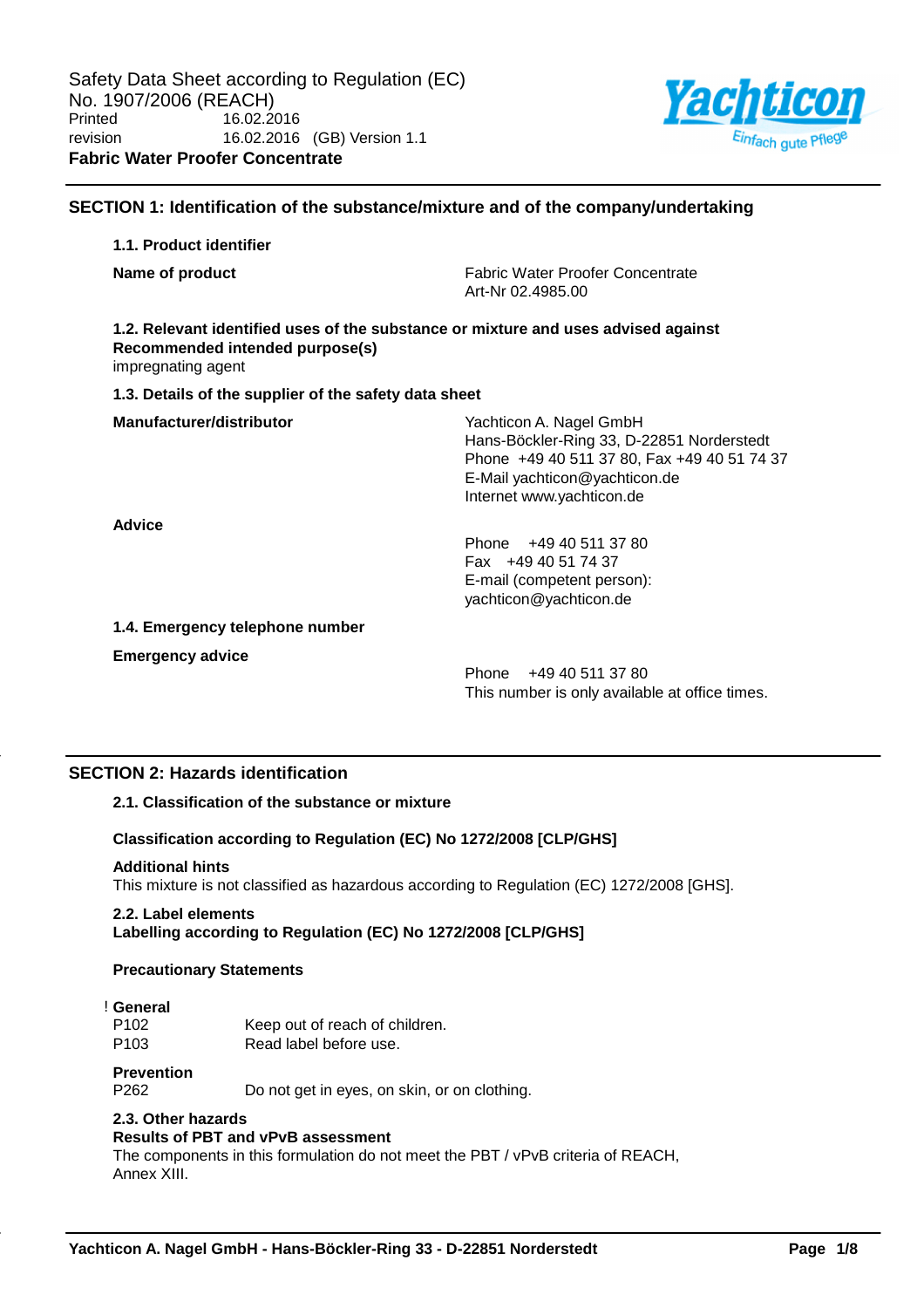Safety Data Sheet according to Regulation (EC) No. 1907/2006 (REACH)

Printed 16.02.2016

revision 16.02.2016 (GB) Version 1.1

**Fabric Water Proofer Concentrate**

## SECTION 1: Identification of the substance/mixture and of the company/undertaking

### 1.1. Product identifier

**Name of product**

Fabric Water Proofer Concentrate
Art-Nr 02.4985.00

### 1.2. Relevant identified uses of the substance or mixture and uses advised against

**Recommended intended purpose(s)**

impregnating agent

### 1.3. Details of the supplier of the safety data sheet

**Manufacturer/distributor**

Yachticon A. Nagel GmbH
Hans-Böckler-Ring 33, D-22851 Norderstedt
Phone +49 40 511 37 80, Fax +49 40 51 74 37
E-Mail yachticon@yachticon.de
Internet www.yachticon.de

**Advice**

Phone +49 40 511 37 80
Fax +49 40 51 74 37
E-mail (competent person):
yachticon@yachticon.de

### 1.4. Emergency telephone number

**Emergency advice**

Phone +49 40 511 37 80
This number is only available at office times.

## SECTION 2: Hazards identification

### 2.1. Classification of the substance or mixture

**Classification according to Regulation (EC) No 1272/2008 [CLP/GHS]**

**Additional hints**

This mixture is not classified as hazardous according to Regulation (EC) 1272/2008 [GHS].

### 2.2. Label elements

**Labelling according to Regulation (EC) No 1272/2008 [CLP/GHS]**

**Precautionary Statements**

! **General**

P102 Keep out of reach of children.

P103 Read label before use.

**Prevention**

P262 Do not get in eyes, on skin, or on clothing.

### 2.3. Other hazards

**Results of PBT and vPvB assessment**

The components in this formulation do not meet the PBT / vPvB criteria of REACH, Annex XIII.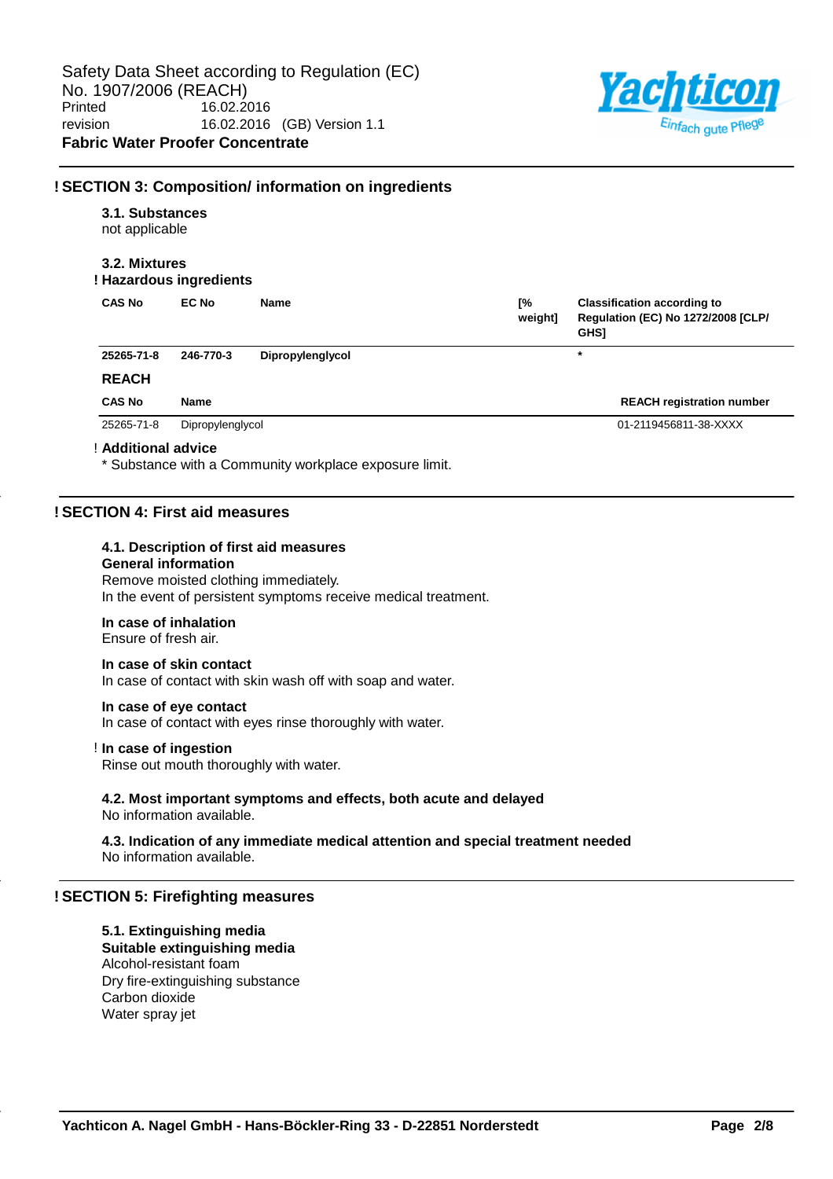## ! SECTION 3: Composition/ information on ingredients

### 3.1. Substances

not applicable

### 3.2. Mixtures

**! Hazardous ingredients**

| CAS No | EC No | Name | [% weight] | Classification according to Regulation (EC) No 1272/2008 [CLP/ GHS] |
|---|---|---|---|---|
| 25265-71-8 | 246-770-3 | Dipropylenglycol | | * |

**REACH**

| CAS No | Name | REACH registration number |
|---|---|---|
| 25265-71-8 | Dipropylenglycol | 01-2119456811-38-XXXX |

**! Additional advice**

* Substance with a Community workplace exposure limit.

## ! SECTION 4: First aid measures

### 4.1. Description of first aid measures

**General information**

Remove moisted clothing immediately.
In the event of persistent symptoms receive medical treatment.

**In case of inhalation**

Ensure of fresh air.

**In case of skin contact**

In case of contact with skin wash off with soap and water.

**In case of eye contact**

In case of contact with eyes rinse thoroughly with water.

**! In case of ingestion**

Rinse out mouth thoroughly with water.

### 4.2. Most important symptoms and effects, both acute and delayed

No information available.

### 4.3. Indication of any immediate medical attention and special treatment needed

No information available.

## ! SECTION 5: Firefighting measures

### 5.1. Extinguishing media

**Suitable extinguishing media**

Alcohol-resistant foam
Dry fire-extinguishing substance
Carbon dioxide
Water spray jet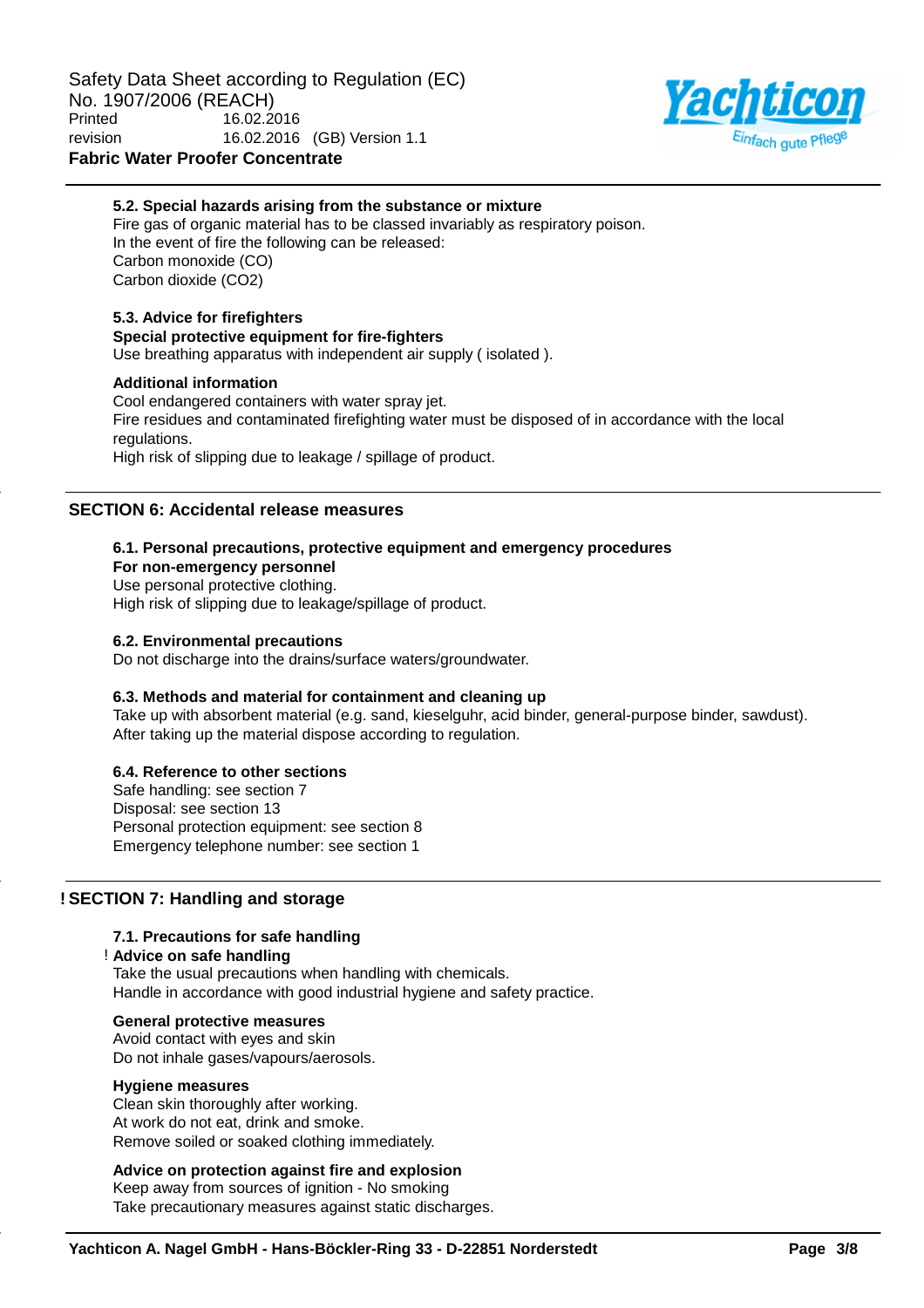### 5.2. Special hazards arising from the substance or mixture

Fire gas of organic material has to be classed invariably as respiratory poison.
In the event of fire the following can be released:
Carbon monoxide (CO)
Carbon dioxide (CO2)

### 5.3. Advice for firefighters

**Special protective equipment for fire-fighters**

Use breathing apparatus with independent air supply ( isolated ).

**Additional information**

Cool endangered containers with water spray jet.
Fire residues and contaminated firefighting water must be disposed of in accordance with the local regulations.
High risk of slipping due to leakage / spillage of product.

## SECTION 6: Accidental release measures

### 6.1. Personal precautions, protective equipment and emergency procedures

**For non-emergency personnel**

Use personal protective clothing.
High risk of slipping due to leakage/spillage of product.

### 6.2. Environmental precautions

Do not discharge into the drains/surface waters/groundwater.

### 6.3. Methods and material for containment and cleaning up

Take up with absorbent material (e.g. sand, kieselguhr, acid binder, general-purpose binder, sawdust).
After taking up the material dispose according to regulation.

### 6.4. Reference to other sections

Safe handling: see section 7
Disposal: see section 13
Personal protection equipment: see section 8
Emergency telephone number: see section 1

## ! SECTION 7: Handling and storage

### 7.1. Precautions for safe handling

! **Advice on safe handling**

Take the usual precautions when handling with chemicals.
Handle in accordance with good industrial hygiene and safety practice.

**General protective measures**

Avoid contact with eyes and skin
Do not inhale gases/vapours/aerosols.

**Hygiene measures**

Clean skin thoroughly after working.
At work do not eat, drink and smoke.
Remove soiled or soaked clothing immediately.

**Advice on protection against fire and explosion**

Keep away from sources of ignition - No smoking
Take precautionary measures against static discharges.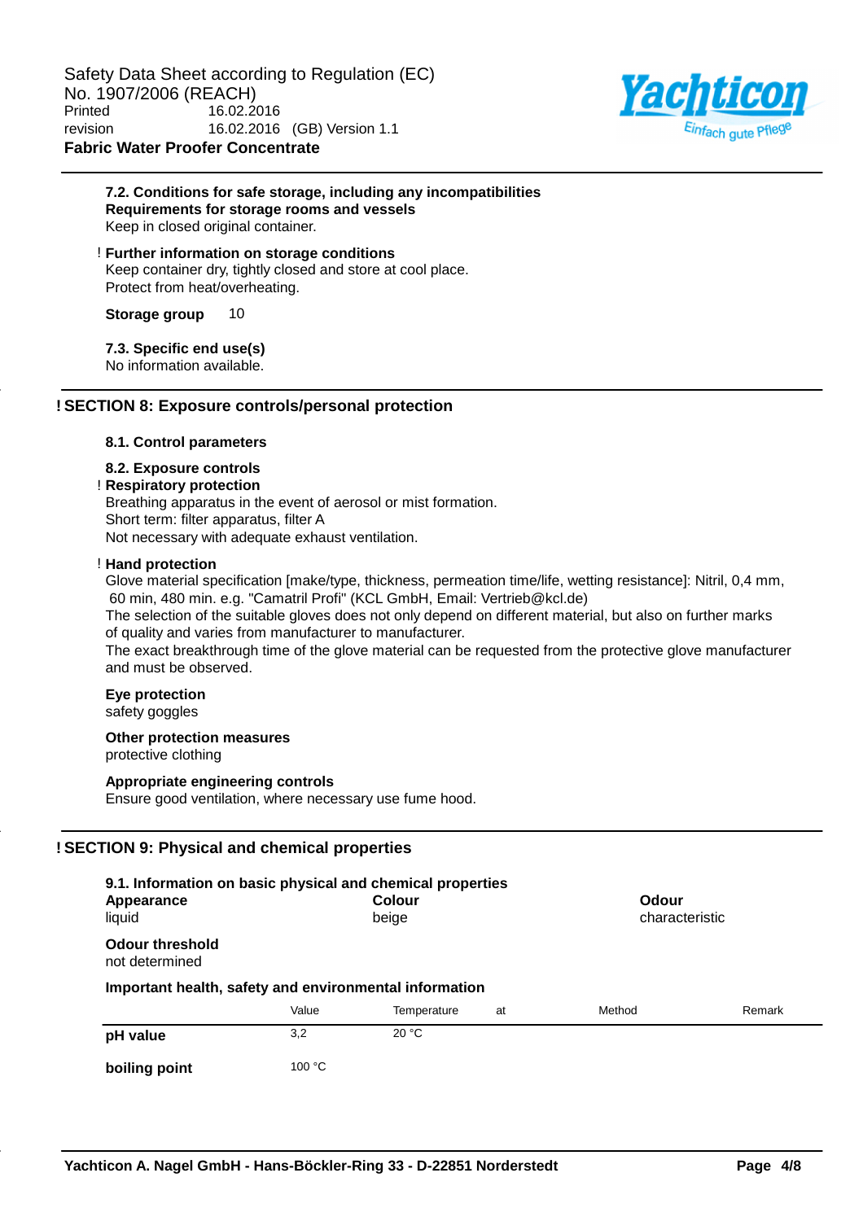### 7.2. Conditions for safe storage, including any incompatibilities

**Requirements for storage rooms and vessels**

Keep in closed original container.

! **Further information on storage conditions**

Keep container dry, tightly closed and store at cool place.
Protect from heat/overheating.

**Storage group** 10

### 7.3. Specific end use(s)

No information available.

## ! SECTION 8: Exposure controls/personal protection

### 8.1. Control parameters

### 8.2. Exposure controls

! **Respiratory protection**

Breathing apparatus in the event of aerosol or mist formation.
Short term: filter apparatus, filter A
Not necessary with adequate exhaust ventilation.

! **Hand protection**

Glove material specification [make/type, thickness, permeation time/life, wetting resistance]: Nitril, 0,4 mm, 60 min, 480 min. e.g. "Camatril Profi" (KCL GmbH, Email: Vertrieb@kcl.de)
The selection of the suitable gloves does not only depend on different material, but also on further marks of quality and varies from manufacturer to manufacturer.
The exact breakthrough time of the glove material can be requested from the protective glove manufacturer and must be observed.

**Eye protection**

safety goggles

**Other protection measures**

protective clothing

**Appropriate engineering controls**

Ensure good ventilation, where necessary use fume hood.

## ! SECTION 9: Physical and chemical properties

### 9.1. Information on basic physical and chemical properties

| **Appearance** | **Colour** | **Odour** |
|---|---|---|
| liquid | beige | characteristic |

**Odour threshold**

not determined

**Important health, safety and environmental information**

| | Value | Temperature | at | Method | Remark |
|---|---|---|---|---|---|
| **pH value** | 3,2 | 20 °C | | | |
| **boiling point** | 100 °C | | | | |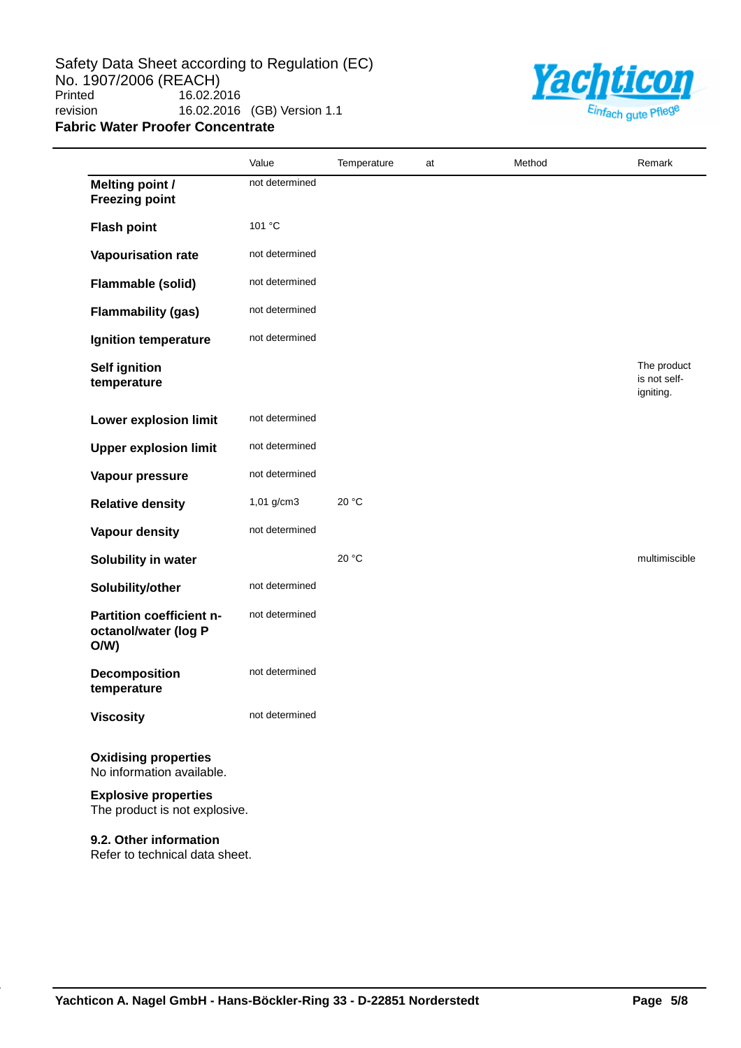| | Value | Temperature | at | Method | Remark |
|---|---|---|---|---|---|
| **Melting point / Freezing point** | not determined | | | | |
| **Flash point** | 101 °C | | | | |
| **Vapourisation rate** | not determined | | | | |
| **Flammable (solid)** | not determined | | | | |
| **Flammability (gas)** | not determined | | | | |
| **Ignition temperature** | not determined | | | | |
| **Self ignition temperature** | | | | | The product is not self-igniting. |
| **Lower explosion limit** | not determined | | | | |
| **Upper explosion limit** | not determined | | | | |
| **Vapour pressure** | not determined | | | | |
| **Relative density** | 1,01 g/cm3 | 20 °C | | | |
| **Vapour density** | not determined | | | | |
| **Solubility in water** | | 20 °C | | | multimiscible |
| **Solubility/other** | not determined | | | | |
| **Partition coefficient n-octanol/water (log P O/W)** | not determined | | | | |
| **Decomposition temperature** | not determined | | | | |
| **Viscosity** | not determined | | | | |

**Oxidising properties**
No information available.

**Explosive properties**
The product is not explosive.

**9.2. Other information**
Refer to technical data sheet.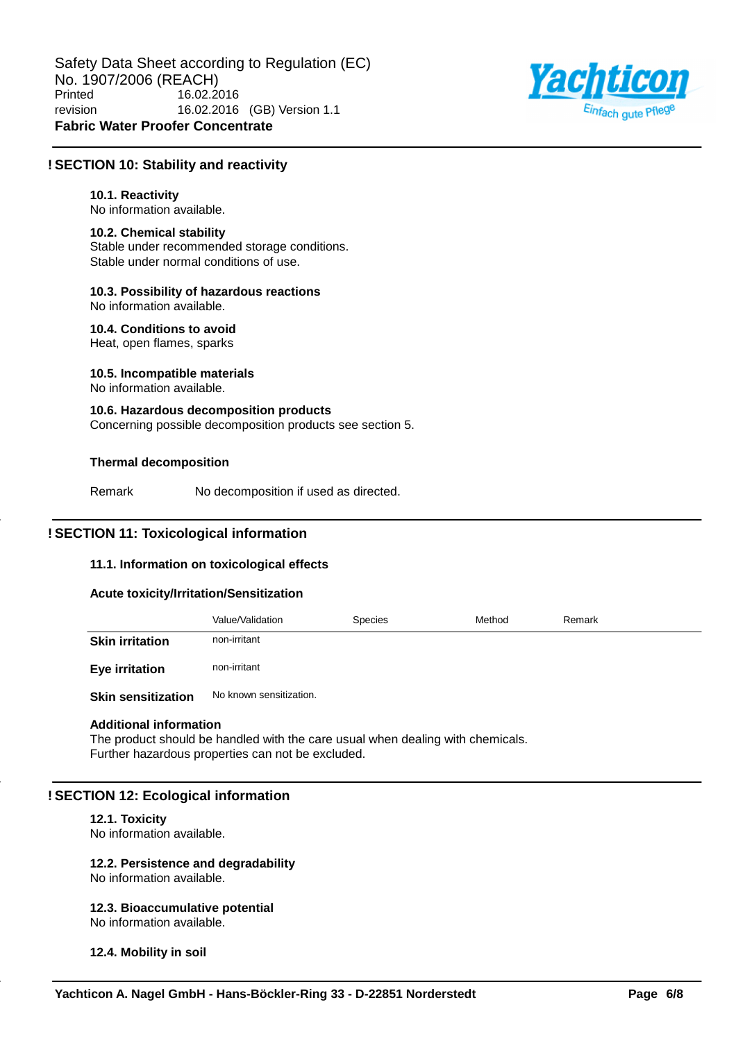## ! SECTION 10: Stability and reactivity

### 10.1. Reactivity
No information available.

### 10.2. Chemical stability
Stable under recommended storage conditions.
Stable under normal conditions of use.

### 10.3. Possibility of hazardous reactions
No information available.

### 10.4. Conditions to avoid
Heat, open flames, sparks

### 10.5. Incompatible materials
No information available.

### 10.6. Hazardous decomposition products
Concerning possible decomposition products see section 5.

**Thermal decomposition**

| | |
|---|---|
| Remark | No decomposition if used as directed. |

## ! SECTION 11: Toxicological information

### 11.1. Information on toxicological effects

**Acute toxicity/Irritation/Sensitization**

| | Value/Validation | Species | Method | Remark |
|---|---|---|---|---|
| **Skin irritation** | non-irritant | | | |
| **Eye irritation** | non-irritant | | | |
| **Skin sensitization** | No known sensitization. | | | |

**Additional information**
The product should be handled with the care usual when dealing with chemicals.
Further hazardous properties can not be excluded.

## ! SECTION 12: Ecological information

### 12.1. Toxicity
No information available.

### 12.2. Persistence and degradability
No information available.

### 12.3. Bioaccumulative potential
No information available.

### 12.4. Mobility in soil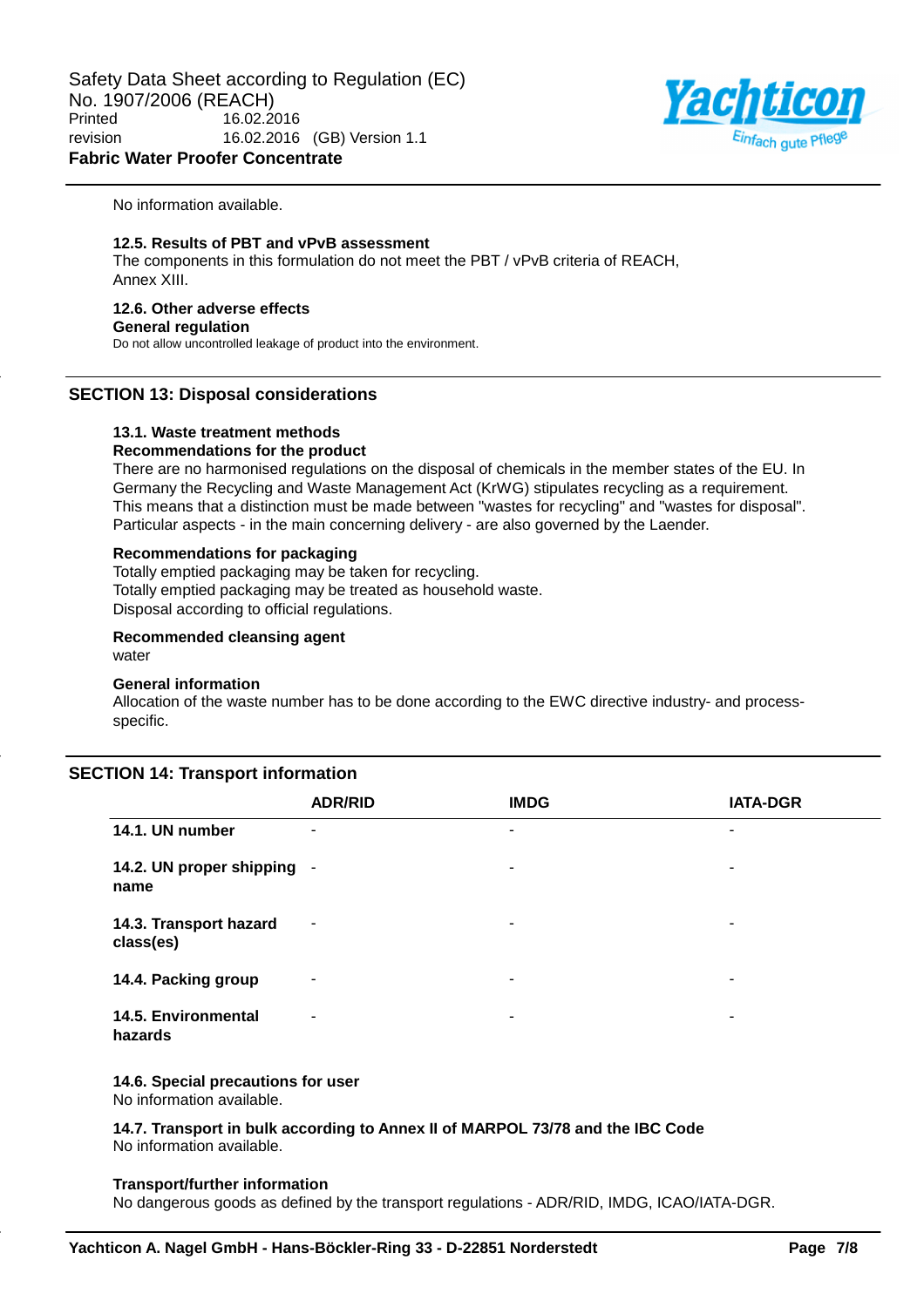No information available.

### 12.5. Results of PBT and vPvB assessment

The components in this formulation do not meet the PBT / vPvB criteria of REACH, Annex XIII.

### 12.6. Other adverse effects

**General regulation**

Do not allow uncontrolled leakage of product into the environment.

## SECTION 13: Disposal considerations

### 13.1. Waste treatment methods

**Recommendations for the product**

There are no harmonised regulations on the disposal of chemicals in the member states of the EU. In Germany the Recycling and Waste Management Act (KrWG) stipulates recycling as a requirement. This means that a distinction must be made between "wastes for recycling" and "wastes for disposal". Particular aspects - in the main concerning delivery - are also governed by the Laender.

**Recommendations for packaging**

Totally emptied packaging may be taken for recycling.
Totally emptied packaging may be treated as household waste.
Disposal according to official regulations.

**Recommended cleansing agent**

water

**General information**

Allocation of the waste number has to be done according to the EWC directive industry- and process-specific.

## SECTION 14: Transport information

| | ADR/RID | IMDG | IATA-DGR |
|---|---|---|---|
| **14.1. UN number** | - | - | - |
| **14.2. UN proper shipping name** | - | - | - |
| **14.3. Transport hazard class(es)** | - | - | - |
| **14.4. Packing group** | - | - | - |
| **14.5. Environmental hazards** | - | - | - |

### 14.6. Special precautions for user

No information available.

### 14.7. Transport in bulk according to Annex II of MARPOL 73/78 and the IBC Code

No information available.

**Transport/further information**

No dangerous goods as defined by the transport regulations - ADR/RID, IMDG, ICAO/IATA-DGR.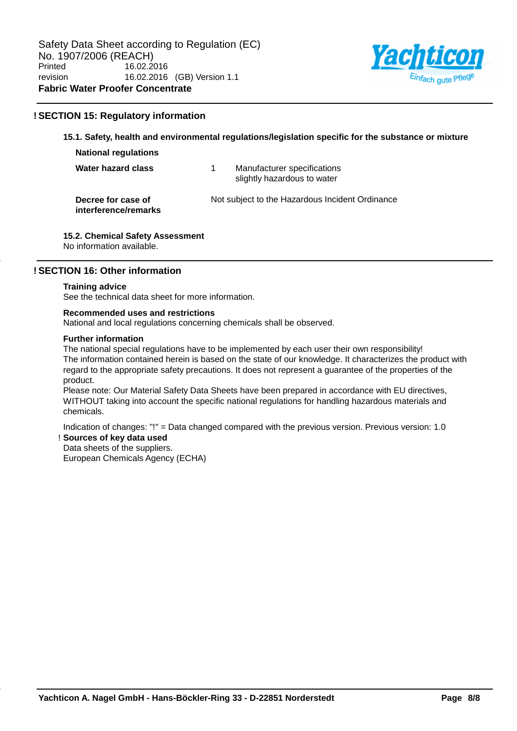## ! SECTION 15: Regulatory information

### 15.1. Safety, health and environmental regulations/legislation specific for the substance or mixture

**National regulations**

| | | |
|---|---|---|
| **Water hazard class** | 1 | Manufacturer specifications<br>slightly hazardous to water |
| **Decree for case of interference/remarks** | Not subject to the Hazardous Incident Ordinance | |

### 15.2. Chemical Safety Assessment

No information available.

## ! SECTION 16: Other information

**Training advice**

See the technical data sheet for more information.

**Recommended uses and restrictions**

National and local regulations concerning chemicals shall be observed.

**Further information**

The national special regulations have to be implemented by each user their own responsibility!
The information contained herein is based on the state of our knowledge. It characterizes the product with regard to the appropriate safety precautions. It does not represent a guarantee of the properties of the product.
Please note: Our Material Safety Data Sheets have been prepared in accordance with EU directives, WITHOUT taking into account the specific national regulations for handling hazardous materials and chemicals.

Indication of changes: "!" = Data changed compared with the previous version. Previous version: 1.0

! **Sources of key data used**

Data sheets of the suppliers.
European Chemicals Agency (ECHA)